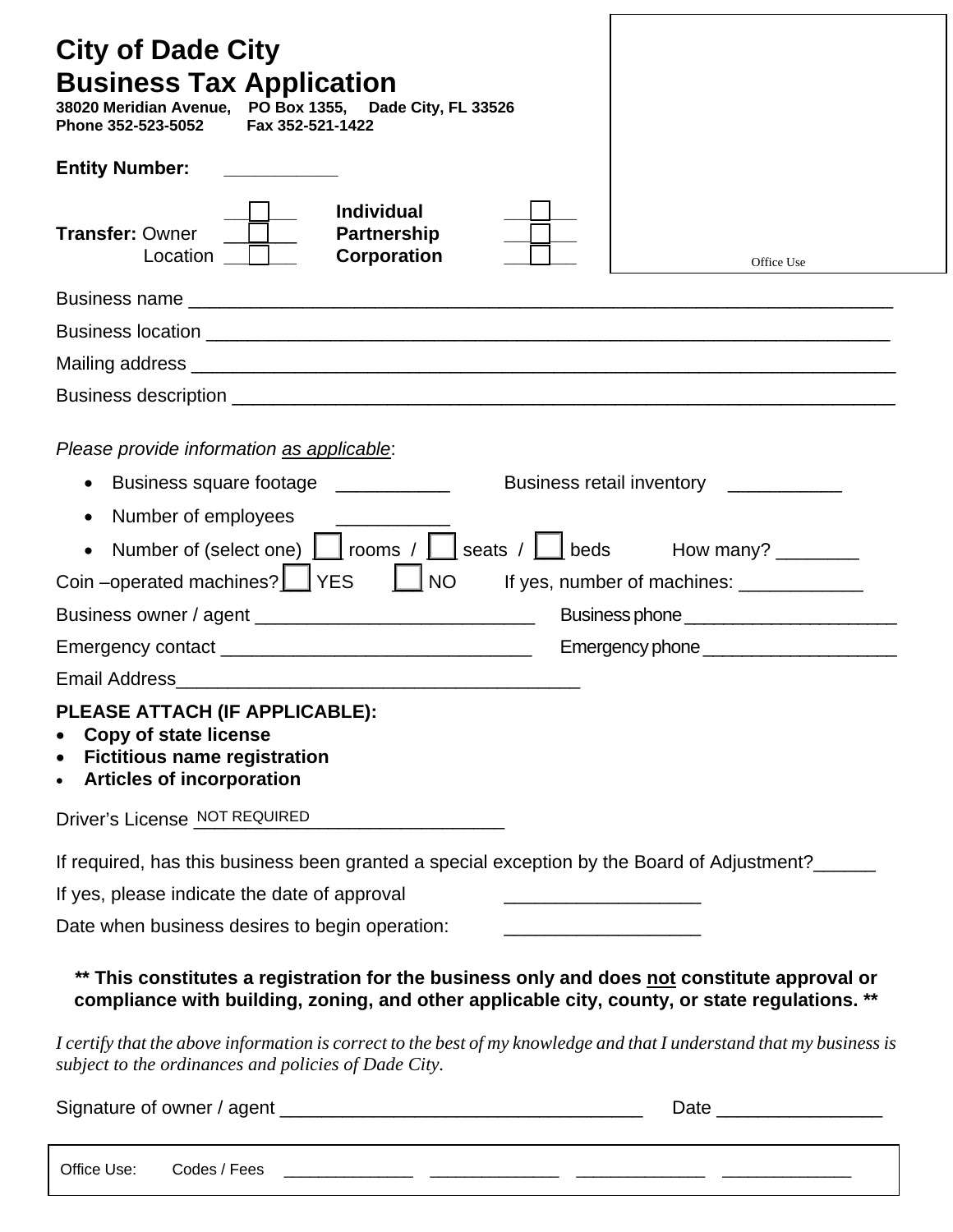# City of Dade City
# Business Tax Application

**38020 Meridian Avenue, PO Box 1355, Dade City, FL 33526**
**Phone 352-523-5052 Fax 352-521-1422**

**Entity Number:** ___________

**Transfer:** Owner ☐ Location ☐

**Individual** ☐
**Partnership** ☐
**Corporation** ☐

Office Use

Business name ____________________________________________________________________

Business location __________________________________________________________________

Mailing address ____________________________________________________________________

Business description ________________________________________________________________

*Please provide information as applicable*:

- Business square footage ___________ Business retail inventory ___________
- Number of employees ___________
- Number of (select one) ☐ rooms / ☐ seats / ☐ beds How many? ________

Coin –operated machines? ☐ YES ☐ NO If yes, number of machines: ____________

Business owner / agent ____________________________ Business phone _____________________

Emergency contact ______________________________ Emergency phone ___________________

Email Address_______________________________________

**PLEASE ATTACH (IF APPLICABLE):**

- **Copy of state license**
- **Fictitious name registration**
- **Articles of incorporation**

Driver's License NOT REQUIRED

If required, has this business been granted a special exception by the Board of Adjustment?______

If yes, please indicate the date of approval ___________________

Date when business desires to begin operation: ___________________

**** This constitutes a registration for the business only and does not constitute approval or compliance with building, zoning, and other applicable city, county, or state regulations. ****

*I certify that the above information is correct to the best of my knowledge and that I understand that my business is subject to the ordinances and policies of Dade City.*

Signature of owner / agent ___________________________________ Date ________________

Office Use: Codes / Fees ______________ ______________ ______________ ______________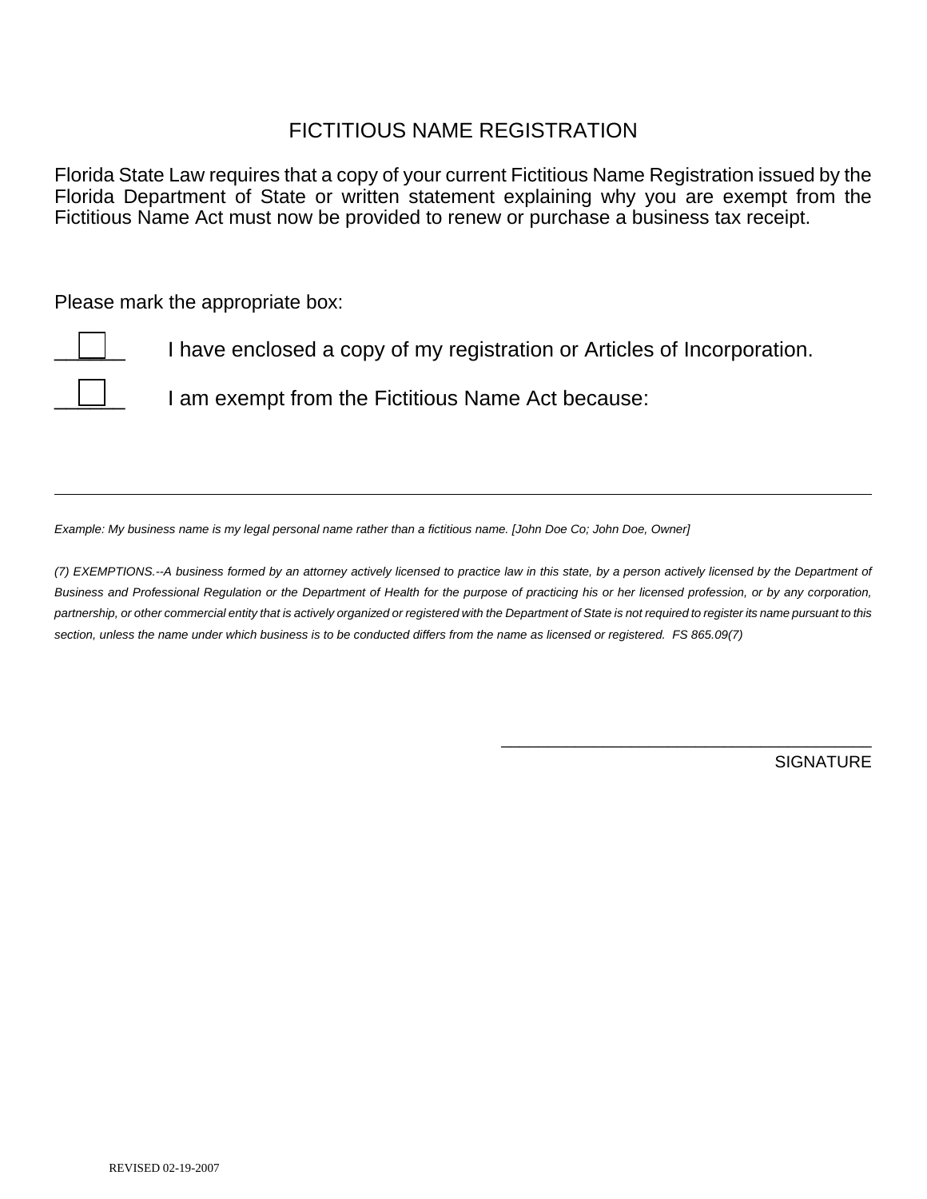# FICTITIOUS NAME REGISTRATION

Florida State Law requires that a copy of your current Fictitious Name Registration issued by the Florida Department of State or written statement explaining why you are exempt from the Fictitious Name Act must now be provided to renew or purchase a business tax receipt.

Please mark the appropriate box:

☐ I have enclosed a copy of my registration or Articles of Incorporation.

☐ I am exempt from the Fictitious Name Act because:

\_\_\_\_\_\_\_\_\_\_\_\_\_\_\_\_\_\_\_\_\_\_\_\_\_\_\_\_\_\_\_\_\_\_\_\_\_\_\_\_\_\_\_\_\_\_\_\_\_\_\_\_\_\_\_\_\_\_\_\_\_\_\_\_\_\_\_\_\_\_\_\_\_\_\_\_\_\_

*Example: My business name is my legal personal name rather than a fictitious name. [John Doe Co; John Doe, Owner]*

*(7) EXEMPTIONS.--A business formed by an attorney actively licensed to practice law in this state, by a person actively licensed by the Department of Business and Professional Regulation or the Department of Health for the purpose of practicing his or her licensed profession, or by any corporation, partnership, or other commercial entity that is actively organized or registered with the Department of State is not required to register its name pursuant to this section, unless the name under which business is to be conducted differs from the name as licensed or registered. FS 865.09(7)*

\_\_\_\_\_\_\_\_\_\_\_\_\_\_\_\_\_\_\_\_\_\_\_\_\_\_\_\_\_\_\_\_\_\_\_\_\_\_\_\_

SIGNATURE

REVISED 02-19-2007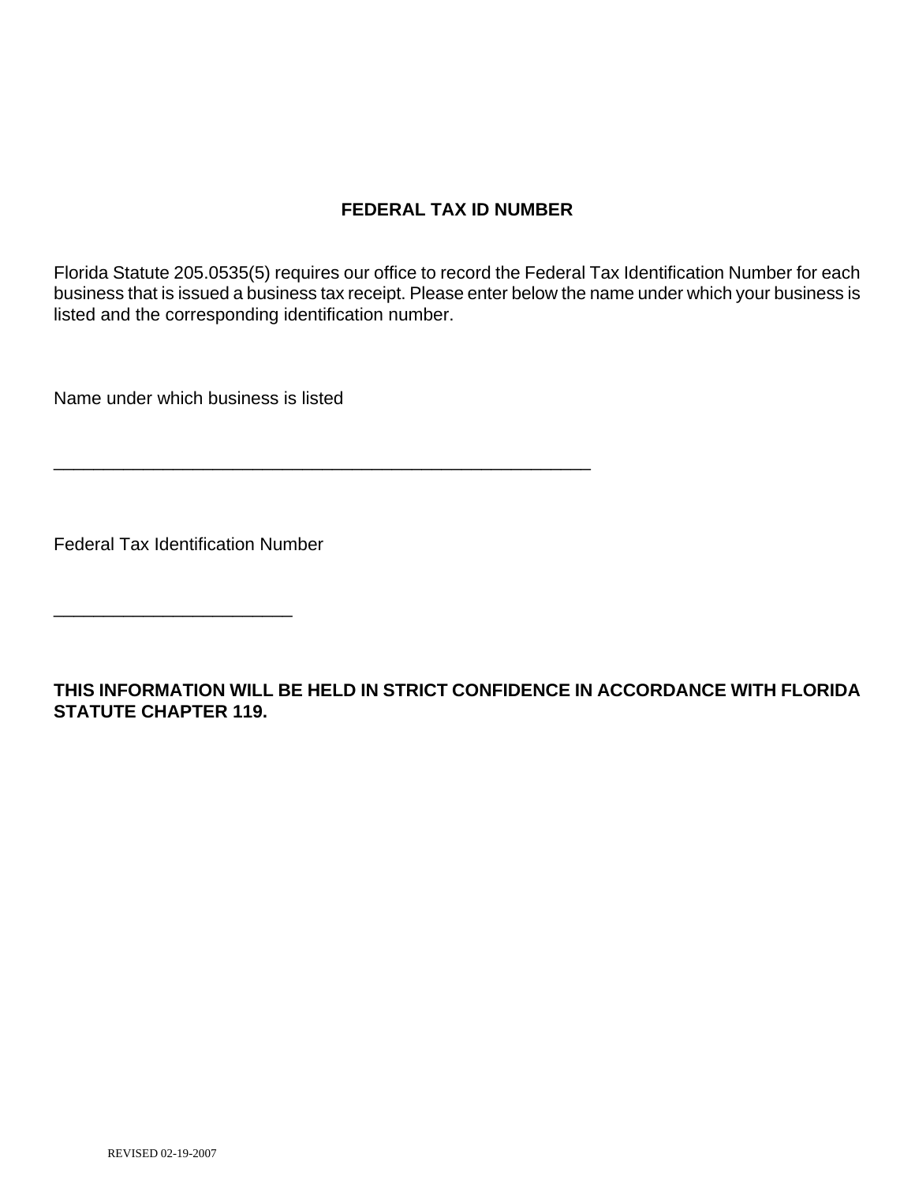# FEDERAL TAX ID NUMBER

Florida Statute 205.0535(5) requires our office to record the Federal Tax Identification Number for each business that is issued a business tax receipt. Please enter below the name under which your business is listed and the corresponding identification number.

Name under which business is listed

_______________________________________________________

Federal Tax Identification Number

________________________

**THIS INFORMATION WILL BE HELD IN STRICT CONFIDENCE IN ACCORDANCE WITH FLORIDA STATUTE CHAPTER 119.**

REVISED 02-19-2007